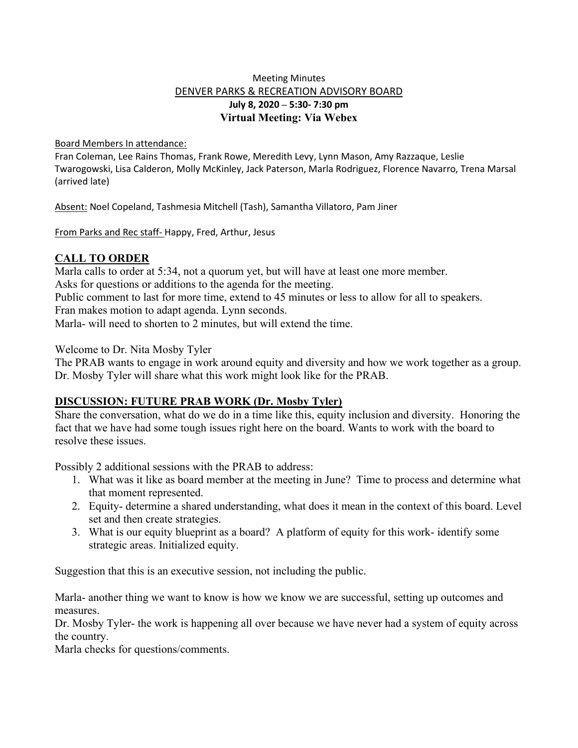Meeting Minutes

DENVER PARKS & RECREATION ADVISORY BOARD

**July 8, 2020 – 5:30- 7:30 pm**

**Virtual Meeting: Via Webex**

Board Members In attendance:

Fran Coleman, Lee Rains Thomas, Frank Rowe, Meredith Levy, Lynn Mason, Amy Razzaque, Leslie Twarogowski, Lisa Calderon, Molly McKinley, Jack Paterson, Marla Rodriguez, Florence Navarro, Trena Marsal (arrived late)

Absent: Noel Copeland, Tashmesia Mitchell (Tash), Samantha Villatoro, Pam Jiner

From Parks and Rec staff- Happy, Fred, Arthur, Jesus

## CALL TO ORDER

Marla calls to order at 5:34, not a quorum yet, but will have at least one more member.
Asks for questions or additions to the agenda for the meeting.
Public comment to last for more time, extend to 45 minutes or less to allow for all to speakers.
Fran makes motion to adapt agenda. Lynn seconds.
Marla- will need to shorten to 2 minutes, but will extend the time.

Welcome to Dr. Nita Mosby Tyler
The PRAB wants to engage in work around equity and diversity and how we work together as a group.
Dr. Mosby Tyler will share what this work might look like for the PRAB.

## DISCUSSION: FUTURE PRAB WORK (Dr. Mosby Tyler)

Share the conversation, what do we do in a time like this, equity inclusion and diversity. Honoring the fact that we have had some tough issues right here on the board. Wants to work with the board to resolve these issues.

Possibly 2 additional sessions with the PRAB to address:

1. What was it like as board member at the meeting in June? Time to process and determine what that moment represented.
2. Equity- determine a shared understanding, what does it mean in the context of this board. Level set and then create strategies.
3. What is our equity blueprint as a board? A platform of equity for this work- identify some strategic areas. Initialized equity.

Suggestion that this is an executive session, not including the public.

Marla- another thing we want to know is how we know we are successful, setting up outcomes and measures.
Dr. Mosby Tyler- the work is happening all over because we have never had a system of equity across the country.
Marla checks for questions/comments.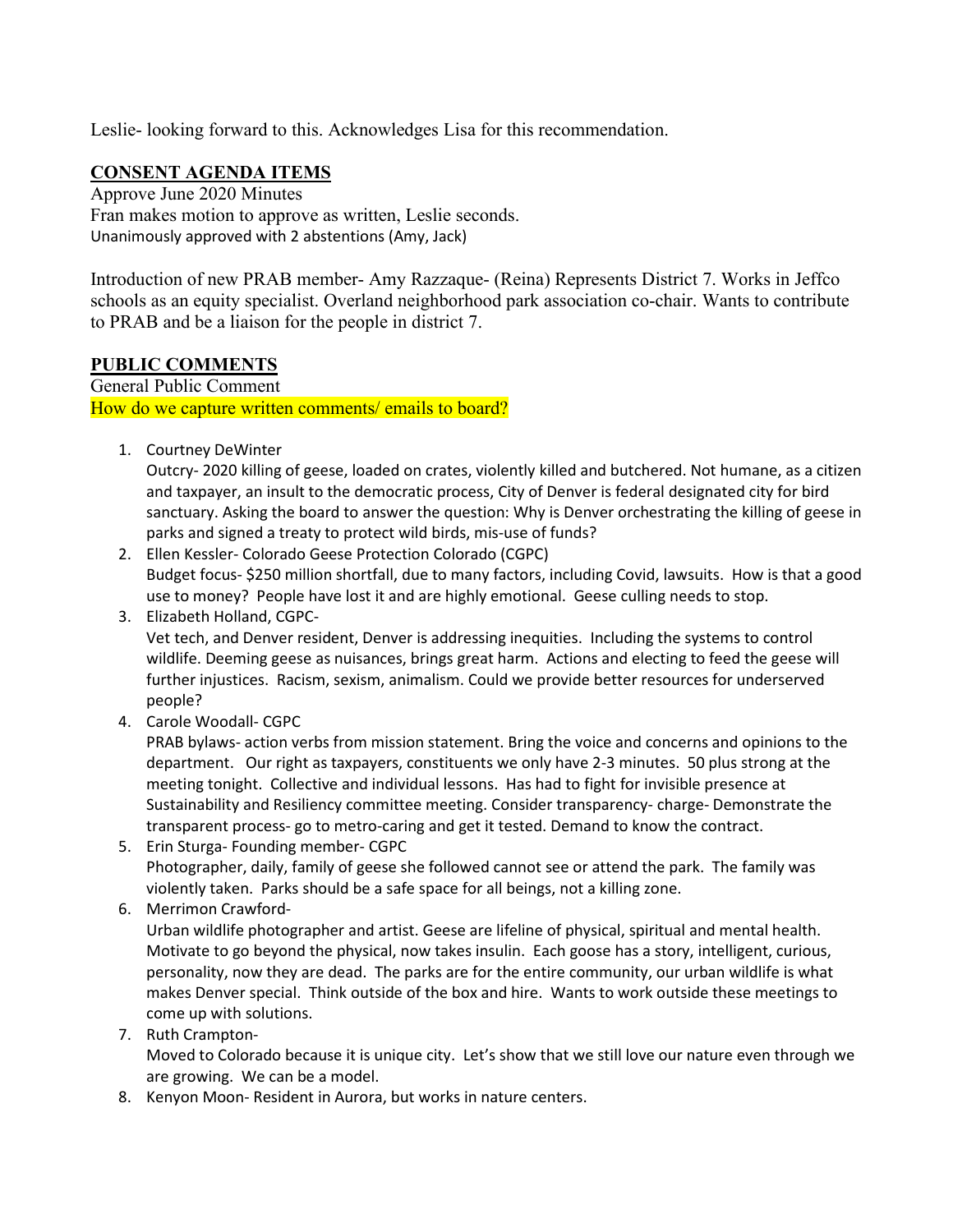Leslie- looking forward to this. Acknowledges Lisa for this recommendation.

## CONSENT AGENDA ITEMS

Approve June 2020 Minutes
Fran makes motion to approve as written, Leslie seconds.
Unanimously approved with 2 abstentions (Amy, Jack)

Introduction of new PRAB member- Amy Razzaque- (Reina) Represents District 7. Works in Jeffco schools as an equity specialist. Overland neighborhood park association co-chair. Wants to contribute to PRAB and be a liaison for the people in district 7.

## PUBLIC COMMENTS

General Public Comment
How do we capture written comments/ emails to board?

1. Courtney DeWinter
   Outcry- 2020 killing of geese, loaded on crates, violently killed and butchered. Not humane, as a citizen and taxpayer, an insult to the democratic process, City of Denver is federal designated city for bird sanctuary. Asking the board to answer the question: Why is Denver orchestrating the killing of geese in parks and signed a treaty to protect wild birds, mis-use of funds?
2. Ellen Kessler- Colorado Geese Protection Colorado (CGPC)
   Budget focus- $250 million shortfall, due to many factors, including Covid, lawsuits. How is that a good use to money? People have lost it and are highly emotional. Geese culling needs to stop.
3. Elizabeth Holland, CGPC-
   Vet tech, and Denver resident, Denver is addressing inequities. Including the systems to control wildlife. Deeming geese as nuisances, brings great harm. Actions and electing to feed the geese will further injustices. Racism, sexism, animalism. Could we provide better resources for underserved people?
4. Carole Woodall- CGPC
   PRAB bylaws- action verbs from mission statement. Bring the voice and concerns and opinions to the department. Our right as taxpayers, constituents we only have 2-3 minutes. 50 plus strong at the meeting tonight. Collective and individual lessons. Has had to fight for invisible presence at Sustainability and Resiliency committee meeting. Consider transparency- charge- Demonstrate the transparent process- go to metro-caring and get it tested. Demand to know the contract.
5. Erin Sturga- Founding member- CGPC
   Photographer, daily, family of geese she followed cannot see or attend the park. The family was violently taken. Parks should be a safe space for all beings, not a killing zone.
6. Merrimon Crawford-
   Urban wildlife photographer and artist. Geese are lifeline of physical, spiritual and mental health. Motivate to go beyond the physical, now takes insulin. Each goose has a story, intelligent, curious, personality, now they are dead. The parks are for the entire community, our urban wildlife is what makes Denver special. Think outside of the box and hire. Wants to work outside these meetings to come up with solutions.
7. Ruth Crampton-
   Moved to Colorado because it is unique city. Let's show that we still love our nature even through we are growing. We can be a model.
8. Kenyon Moon- Resident in Aurora, but works in nature centers.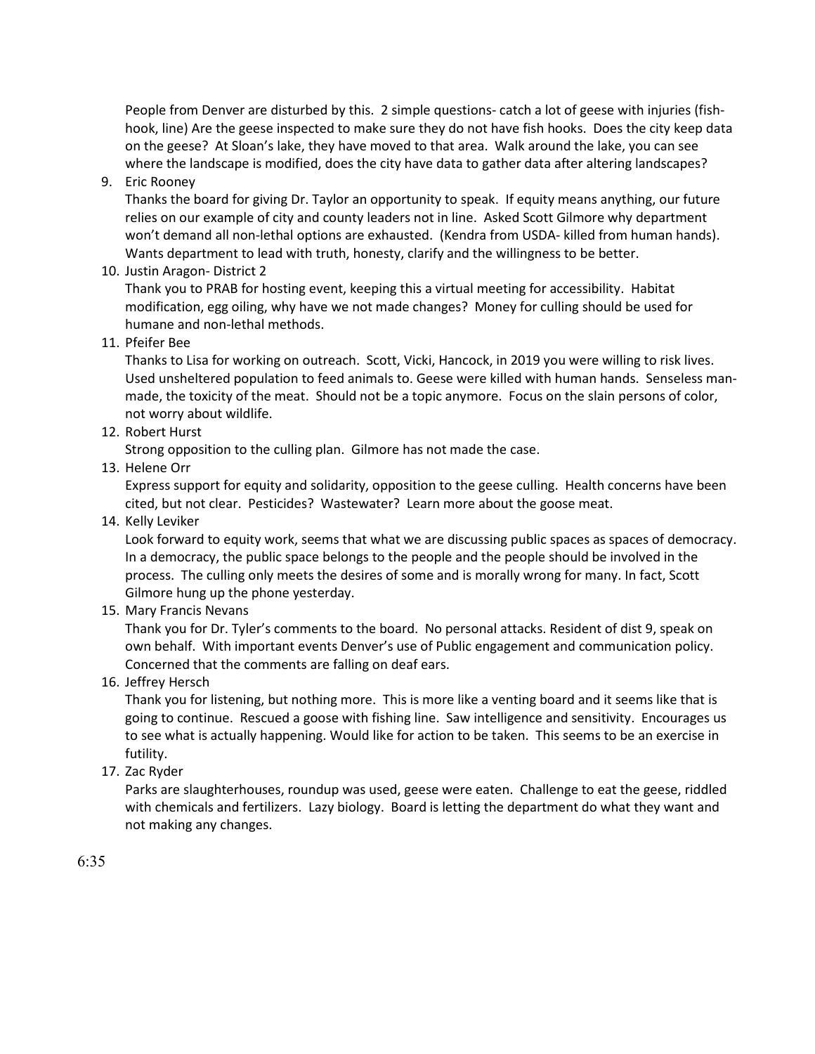People from Denver are disturbed by this. 2 simple questions- catch a lot of geese with injuries (fish-hook, line) Are the geese inspected to make sure they do not have fish hooks. Does the city keep data on the geese? At Sloan's lake, they have moved to that area. Walk around the lake, you can see where the landscape is modified, does the city have data to gather data after altering landscapes?

9. Eric Rooney
   Thanks the board for giving Dr. Taylor an opportunity to speak. If equity means anything, our future relies on our example of city and county leaders not in line. Asked Scott Gilmore why department won't demand all non-lethal options are exhausted. (Kendra from USDA- killed from human hands). Wants department to lead with truth, honesty, clarify and the willingness to be better.
10. Justin Aragon- District 2
    Thank you to PRAB for hosting event, keeping this a virtual meeting for accessibility. Habitat modification, egg oiling, why have we not made changes? Money for culling should be used for humane and non-lethal methods.
11. Pfeifer Bee
    Thanks to Lisa for working on outreach. Scott, Vicki, Hancock, in 2019 you were willing to risk lives. Used unsheltered population to feed animals to. Geese were killed with human hands. Senseless man-made, the toxicity of the meat. Should not be a topic anymore. Focus on the slain persons of color, not worry about wildlife.
12. Robert Hurst
    Strong opposition to the culling plan. Gilmore has not made the case.
13. Helene Orr
    Express support for equity and solidarity, opposition to the geese culling. Health concerns have been cited, but not clear. Pesticides? Wastewater? Learn more about the goose meat.
14. Kelly Leviker
    Look forward to equity work, seems that what we are discussing public spaces as spaces of democracy. In a democracy, the public space belongs to the people and the people should be involved in the process. The culling only meets the desires of some and is morally wrong for many. In fact, Scott Gilmore hung up the phone yesterday.
15. Mary Francis Nevans
    Thank you for Dr. Tyler's comments to the board. No personal attacks. Resident of dist 9, speak on own behalf. With important events Denver's use of Public engagement and communication policy. Concerned that the comments are falling on deaf ears.
16. Jeffrey Hersch
    Thank you for listening, but nothing more. This is more like a venting board and it seems like that is going to continue. Rescued a goose with fishing line. Saw intelligence and sensitivity. Encourages us to see what is actually happening. Would like for action to be taken. This seems to be an exercise in futility.
17. Zac Ryder
    Parks are slaughterhouses, roundup was used, geese were eaten. Challenge to eat the geese, riddled with chemicals and fertilizers. Lazy biology. Board is letting the department do what they want and not making any changes.

6:35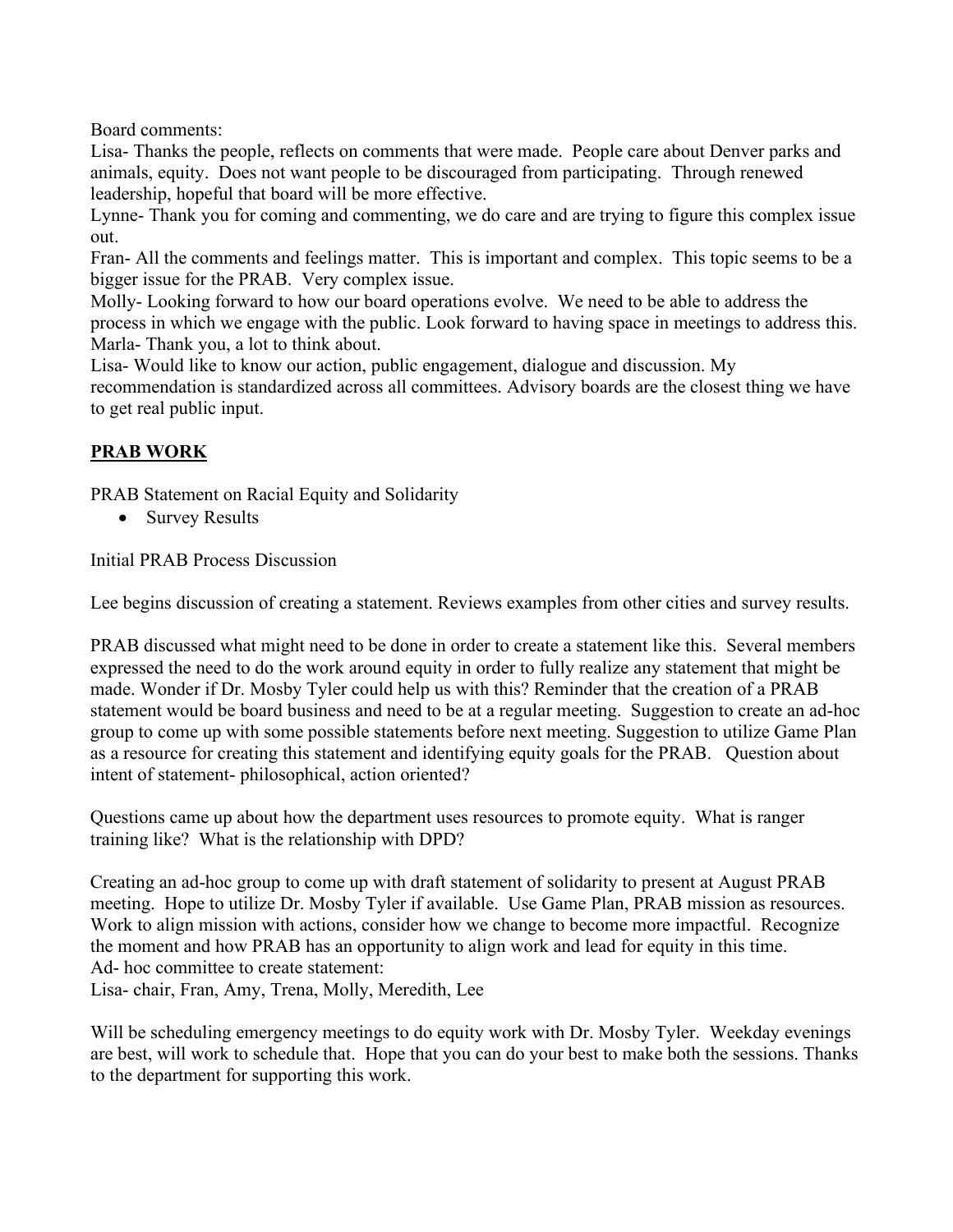Board comments:

Lisa- Thanks the people, reflects on comments that were made. People care about Denver parks and animals, equity. Does not want people to be discouraged from participating. Through renewed leadership, hopeful that board will be more effective.

Lynne- Thank you for coming and commenting, we do care and are trying to figure this complex issue out.

Fran- All the comments and feelings matter. This is important and complex. This topic seems to be a bigger issue for the PRAB. Very complex issue.

Molly- Looking forward to how our board operations evolve. We need to be able to address the process in which we engage with the public. Look forward to having space in meetings to address this.

Marla- Thank you, a lot to think about.

Lisa- Would like to know our action, public engagement, dialogue and discussion. My recommendation is standardized across all committees. Advisory boards are the closest thing we have to get real public input.

## PRAB WORK

PRAB Statement on Racial Equity and Solidarity

- Survey Results

Initial PRAB Process Discussion

Lee begins discussion of creating a statement. Reviews examples from other cities and survey results.

PRAB discussed what might need to be done in order to create a statement like this. Several members expressed the need to do the work around equity in order to fully realize any statement that might be made. Wonder if Dr. Mosby Tyler could help us with this? Reminder that the creation of a PRAB statement would be board business and need to be at a regular meeting. Suggestion to create an ad-hoc group to come up with some possible statements before next meeting. Suggestion to utilize Game Plan as a resource for creating this statement and identifying equity goals for the PRAB. Question about intent of statement- philosophical, action oriented?

Questions came up about how the department uses resources to promote equity. What is ranger training like? What is the relationship with DPD?

Creating an ad-hoc group to come up with draft statement of solidarity to present at August PRAB meeting. Hope to utilize Dr. Mosby Tyler if available. Use Game Plan, PRAB mission as resources. Work to align mission with actions, consider how we change to become more impactful. Recognize the moment and how PRAB has an opportunity to align work and lead for equity in this time.

Ad- hoc committee to create statement:

Lisa- chair, Fran, Amy, Trena, Molly, Meredith, Lee

Will be scheduling emergency meetings to do equity work with Dr. Mosby Tyler. Weekday evenings are best, will work to schedule that. Hope that you can do your best to make both the sessions. Thanks to the department for supporting this work.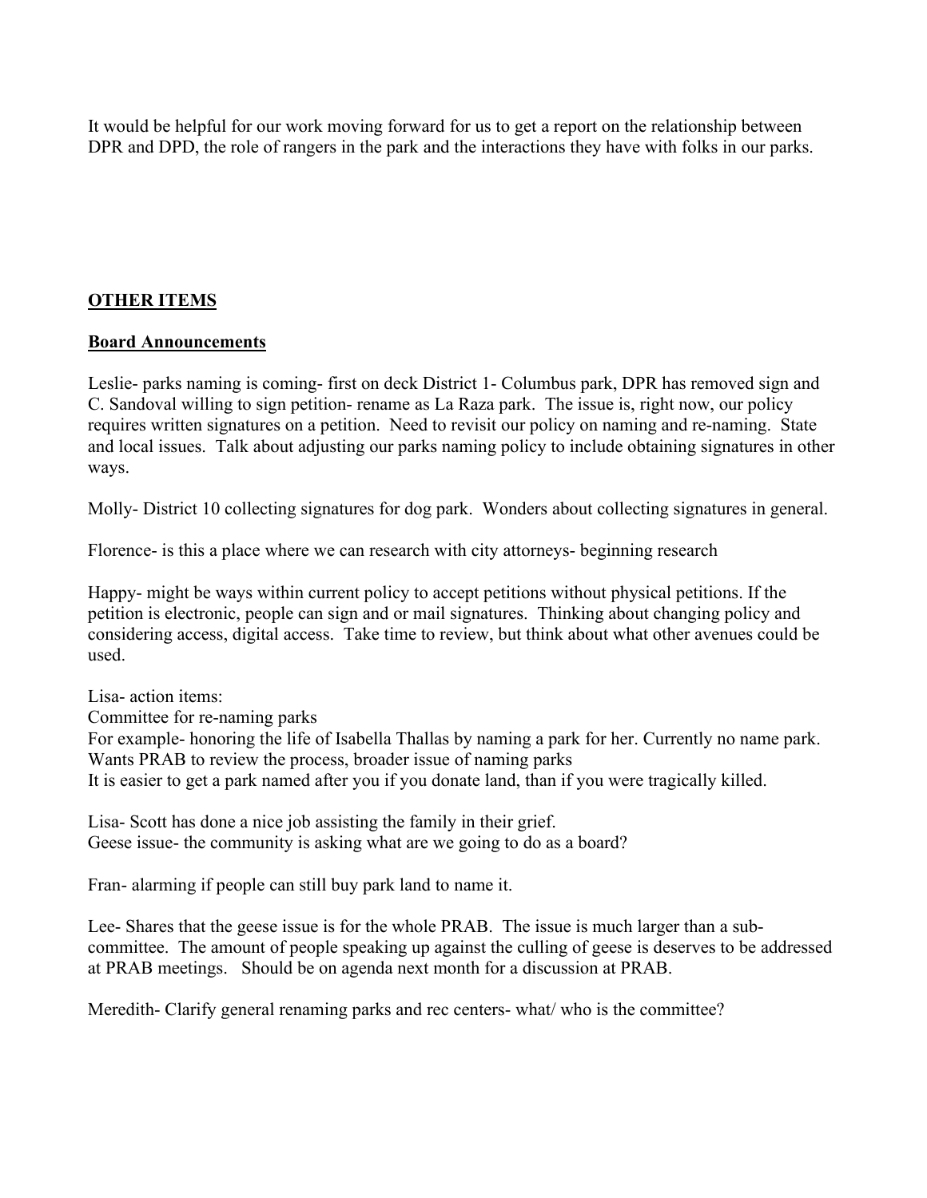It would be helpful for our work moving forward for us to get a report on the relationship between DPR and DPD, the role of rangers in the park and the interactions they have with folks in our parks.

## **OTHER ITEMS**

### **Board Announcements**

Leslie- parks naming is coming- first on deck District 1- Columbus park, DPR has removed sign and C. Sandoval willing to sign petition- rename as La Raza park. The issue is, right now, our policy requires written signatures on a petition. Need to revisit our policy on naming and re-naming. State and local issues. Talk about adjusting our parks naming policy to include obtaining signatures in other ways.

Molly- District 10 collecting signatures for dog park. Wonders about collecting signatures in general.

Florence- is this a place where we can research with city attorneys- beginning research

Happy- might be ways within current policy to accept petitions without physical petitions. If the petition is electronic, people can sign and or mail signatures. Thinking about changing policy and considering access, digital access. Take time to review, but think about what other avenues could be used.

Lisa- action items:
Committee for re-naming parks
For example- honoring the life of Isabella Thallas by naming a park for her. Currently no name park.
Wants PRAB to review the process, broader issue of naming parks
It is easier to get a park named after you if you donate land, than if you were tragically killed.

Lisa- Scott has done a nice job assisting the family in their grief.
Geese issue- the community is asking what are we going to do as a board?

Fran- alarming if people can still buy park land to name it.

Lee- Shares that the geese issue is for the whole PRAB. The issue is much larger than a sub-committee. The amount of people speaking up against the culling of geese is deserves to be addressed at PRAB meetings. Should be on agenda next month for a discussion at PRAB.

Meredith- Clarify general renaming parks and rec centers- what/ who is the committee?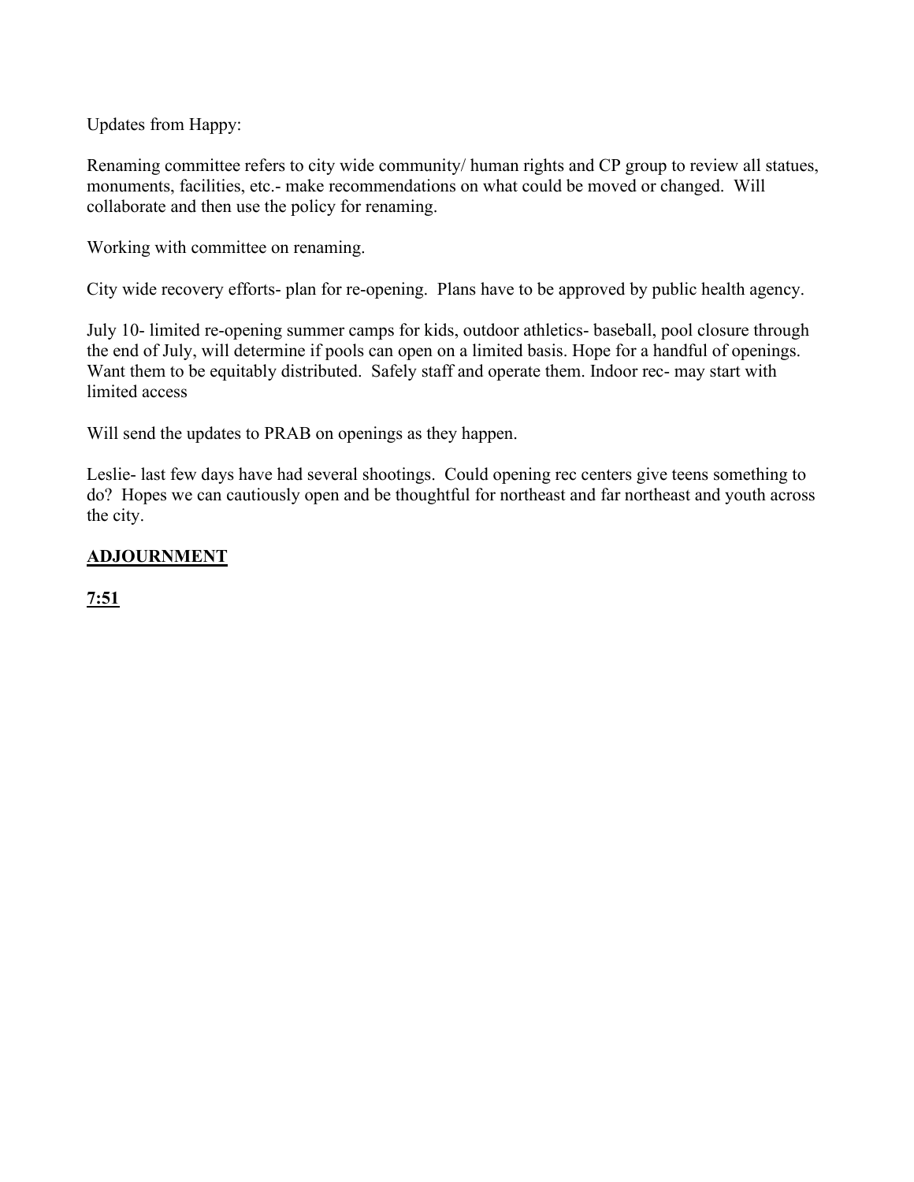Updates from Happy:

Renaming committee refers to city wide community/ human rights and CP group to review all statues, monuments, facilities, etc.- make recommendations on what could be moved or changed. Will collaborate and then use the policy for renaming.

Working with committee on renaming.

City wide recovery efforts- plan for re-opening. Plans have to be approved by public health agency.

July 10- limited re-opening summer camps for kids, outdoor athletics- baseball, pool closure through the end of July, will determine if pools can open on a limited basis. Hope for a handful of openings. Want them to be equitably distributed. Safely staff and operate them. Indoor rec- may start with limited access

Will send the updates to PRAB on openings as they happen.

Leslie- last few days have had several shootings. Could opening rec centers give teens something to do? Hopes we can cautiously open and be thoughtful for northeast and far northeast and youth across the city.

**ADJOURNMENT**

**7:51**